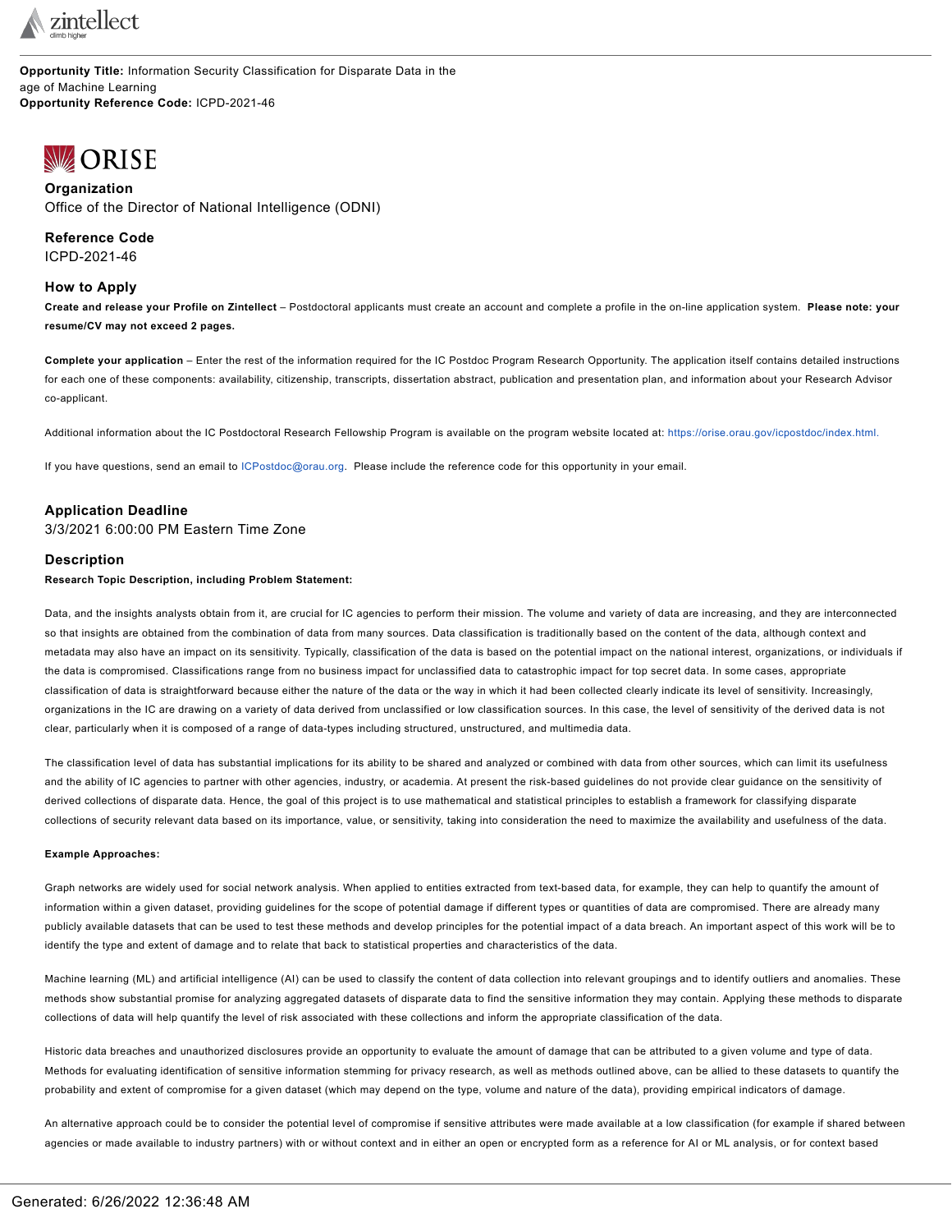**Opportunity Title:** Information Security Classification for Disparate Data in the age of Machine Learning
**Opportunity Reference Code:** ICPD-2021-46

## Organization

Office of the Director of National Intelligence (ODNI)

## Reference Code

ICPD-2021-46

## How to Apply

**Create and release your Profile on Zintellect** – Postdoctoral applicants must create an account and complete a profile in the on-line application system. **Please note: your resume/CV may not exceed 2 pages.**

**Complete your application** – Enter the rest of the information required for the IC Postdoc Program Research Opportunity. The application itself contains detailed instructions for each one of these components: availability, citizenship, transcripts, dissertation abstract, publication and presentation plan, and information about your Research Advisor co-applicant.

Additional information about the IC Postdoctoral Research Fellowship Program is available on the program website located at: https://orise.orau.gov/icpostdoc/index.html.

If you have questions, send an email to ICPostdoc@orau.org. Please include the reference code for this opportunity in your email.

## Application Deadline

3/3/2021 6:00:00 PM Eastern Time Zone

## Description

**Research Topic Description, including Problem Statement:**

Data, and the insights analysts obtain from it, are crucial for IC agencies to perform their mission. The volume and variety of data are increasing, and they are interconnected so that insights are obtained from the combination of data from many sources. Data classification is traditionally based on the content of the data, although context and metadata may also have an impact on its sensitivity. Typically, classification of the data is based on the potential impact on the national interest, organizations, or individuals if the data is compromised. Classifications range from no business impact for unclassified data to catastrophic impact for top secret data. In some cases, appropriate classification of data is straightforward because either the nature of the data or the way in which it had been collected clearly indicate its level of sensitivity. Increasingly, organizations in the IC are drawing on a variety of data derived from unclassified or low classification sources. In this case, the level of sensitivity of the derived data is not clear, particularly when it is composed of a range of data-types including structured, unstructured, and multimedia data.

The classification level of data has substantial implications for its ability to be shared and analyzed or combined with data from other sources, which can limit its usefulness and the ability of IC agencies to partner with other agencies, industry, or academia. At present the risk-based guidelines do not provide clear guidance on the sensitivity of derived collections of disparate data. Hence, the goal of this project is to use mathematical and statistical principles to establish a framework for classifying disparate collections of security relevant data based on its importance, value, or sensitivity, taking into consideration the need to maximize the availability and usefulness of the data.

**Example Approaches:**

Graph networks are widely used for social network analysis. When applied to entities extracted from text-based data, for example, they can help to quantify the amount of information within a given dataset, providing guidelines for the scope of potential damage if different types or quantities of data are compromised. There are already many publicly available datasets that can be used to test these methods and develop principles for the potential impact of a data breach. An important aspect of this work will be to identify the type and extent of damage and to relate that back to statistical properties and characteristics of the data.

Machine learning (ML) and artificial intelligence (AI) can be used to classify the content of data collection into relevant groupings and to identify outliers and anomalies. These methods show substantial promise for analyzing aggregated datasets of disparate data to find the sensitive information they may contain. Applying these methods to disparate collections of data will help quantify the level of risk associated with these collections and inform the appropriate classification of the data.

Historic data breaches and unauthorized disclosures provide an opportunity to evaluate the amount of damage that can be attributed to a given volume and type of data. Methods for evaluating identification of sensitive information stemming for privacy research, as well as methods outlined above, can be allied to these datasets to quantify the probability and extent of compromise for a given dataset (which may depend on the type, volume and nature of the data), providing empirical indicators of damage.

An alternative approach could be to consider the potential level of compromise if sensitive attributes were made available at a low classification (for example if shared between agencies or made available to industry partners) with or without context and in either an open or encrypted form as a reference for AI or ML analysis, or for context based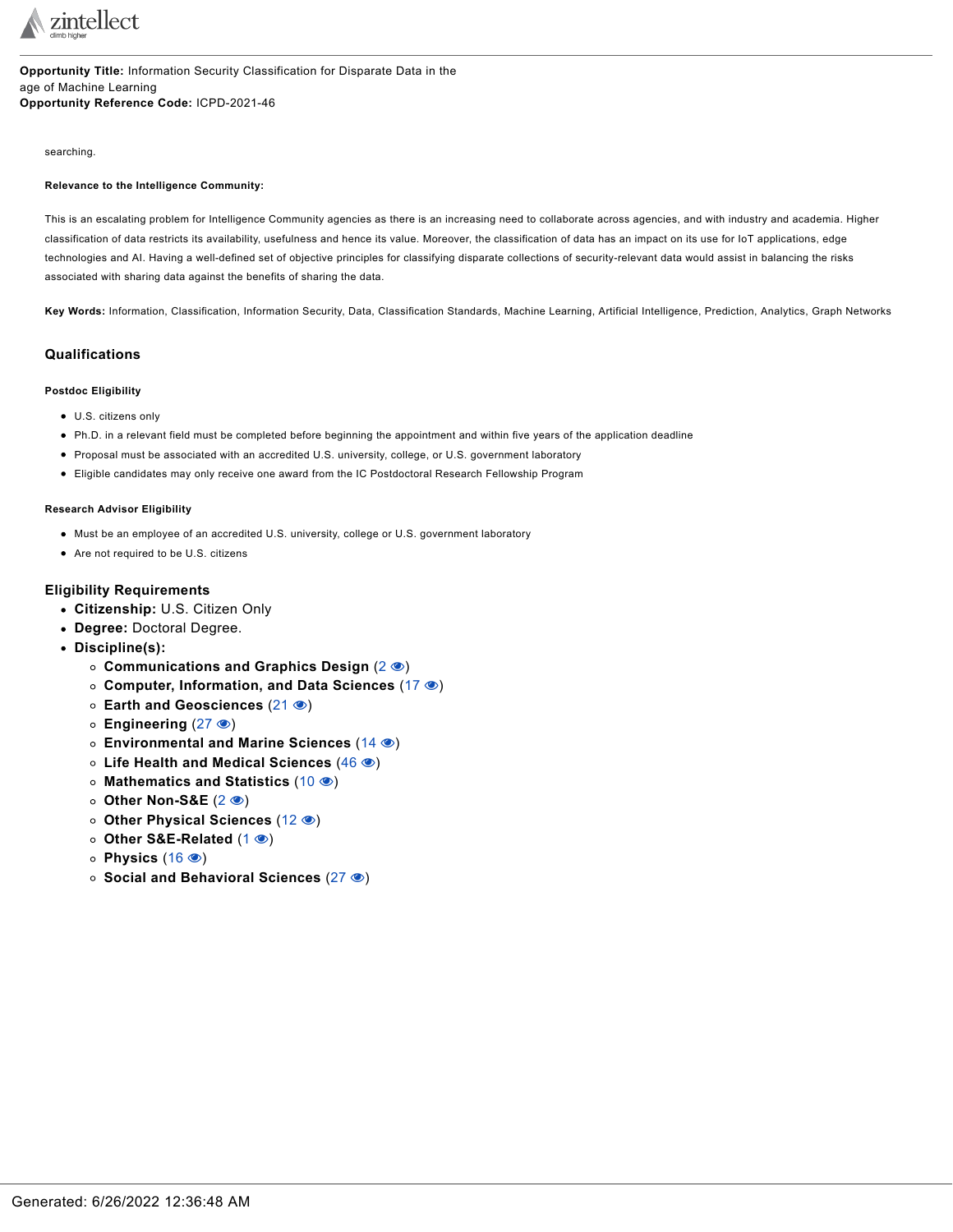searching.

**Relevance to the Intelligence Community:**

This is an escalating problem for Intelligence Community agencies as there is an increasing need to collaborate across agencies, and with industry and academia. Higher classification of data restricts its availability, usefulness and hence its value. Moreover, the classification of data has an impact on its use for IoT applications, edge technologies and AI. Having a well-defined set of objective principles for classifying disparate collections of security-relevant data would assist in balancing the risks associated with sharing data against the benefits of sharing the data.

**Key Words:** Information, Classification, Information Security, Data, Classification Standards, Machine Learning, Artificial Intelligence, Prediction, Analytics, Graph Networks

## Qualifications

**Postdoc Eligibility**

- U.S. citizens only
- Ph.D. in a relevant field must be completed before beginning the appointment and within five years of the application deadline
- Proposal must be associated with an accredited U.S. university, college, or U.S. government laboratory
- Eligible candidates may only receive one award from the IC Postdoctoral Research Fellowship Program

**Research Advisor Eligibility**

- Must be an employee of an accredited U.S. university, college or U.S. government laboratory
- Are not required to be U.S. citizens

## Eligibility Requirements

- **Citizenship:** U.S. Citizen Only
- **Degree:** Doctoral Degree.
- **Discipline(s):**
  - **Communications and Graphics Design** (2)
  - **Computer, Information, and Data Sciences** (17)
  - **Earth and Geosciences** (21)
  - **Engineering** (27)
  - **Environmental and Marine Sciences** (14)
  - **Life Health and Medical Sciences** (46)
  - **Mathematics and Statistics** (10)
  - **Other Non-S&E** (2)
  - **Other Physical Sciences** (12)
  - **Other S&E-Related** (1)
  - **Physics** (16)
  - **Social and Behavioral Sciences** (27)